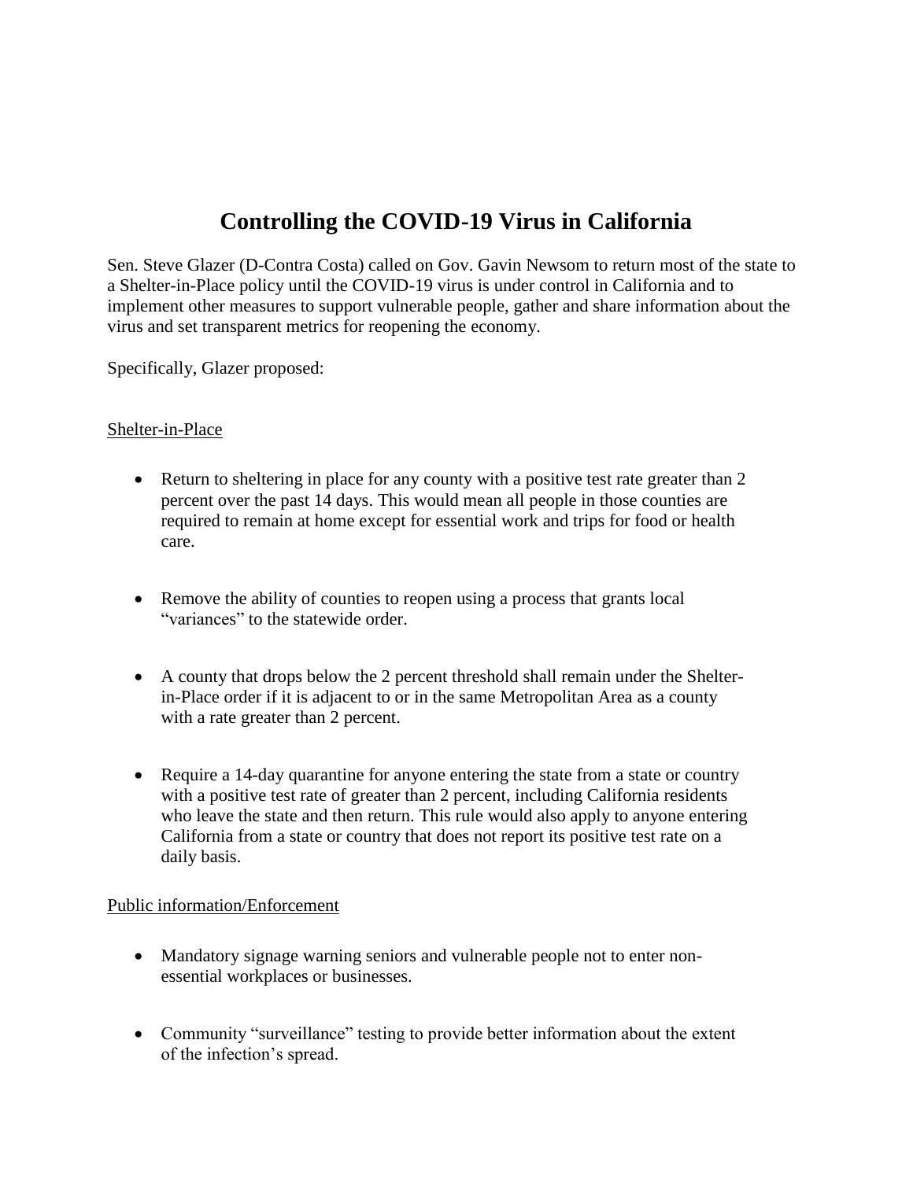# Controlling the COVID-19 Virus in California

Sen. Steve Glazer (D-Contra Costa) called on Gov. Gavin Newsom to return most of the state to a Shelter-in-Place policy until the COVID-19 virus is under control in California and to implement other measures to support vulnerable people, gather and share information about the virus and set transparent metrics for reopening the economy.

Specifically, Glazer proposed:

## Shelter-in-Place

- Return to sheltering in place for any county with a positive test rate greater than 2 percent over the past 14 days. This would mean all people in those counties are required to remain at home except for essential work and trips for food or health care.
- Remove the ability of counties to reopen using a process that grants local "variances" to the statewide order.
- A county that drops below the 2 percent threshold shall remain under the Shelter-in-Place order if it is adjacent to or in the same Metropolitan Area as a county with a rate greater than 2 percent.
- Require a 14-day quarantine for anyone entering the state from a state or country with a positive test rate of greater than 2 percent, including California residents who leave the state and then return. This rule would also apply to anyone entering California from a state or country that does not report its positive test rate on a daily basis.

## Public information/Enforcement

- Mandatory signage warning seniors and vulnerable people not to enter non-essential workplaces or businesses.
- Community "surveillance" testing to provide better information about the extent of the infection's spread.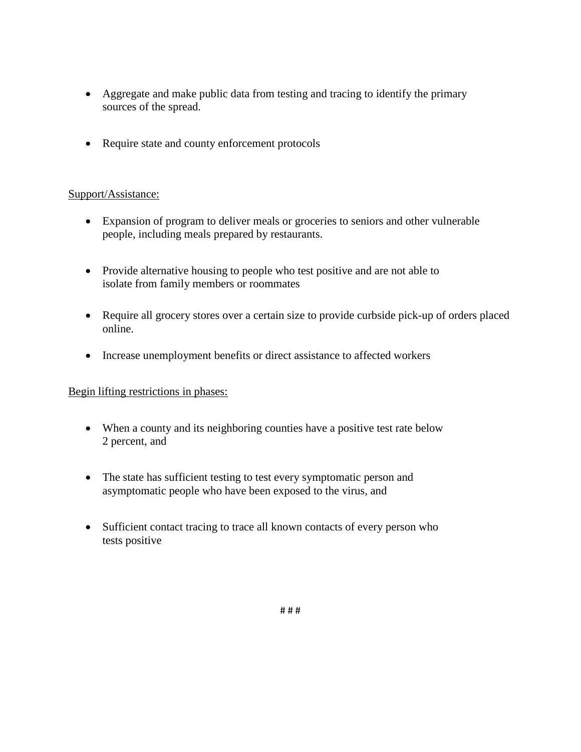- Aggregate and make public data from testing and tracing to identify the primary sources of the spread.

- Require state and county enforcement protocols

Support/Assistance:

- Expansion of program to deliver meals or groceries to seniors and other vulnerable people, including meals prepared by restaurants.

- Provide alternative housing to people who test positive and are not able to isolate from family members or roommates

- Require all grocery stores over a certain size to provide curbside pick-up of orders placed online.

- Increase unemployment benefits or direct assistance to affected workers

Begin lifting restrictions in phases:

- When a county and its neighboring counties have a positive test rate below 2 percent, and

- The state has sufficient testing to test every symptomatic person and asymptomatic people who have been exposed to the virus, and

- Sufficient contact tracing to trace all known contacts of every person who tests positive

# # #